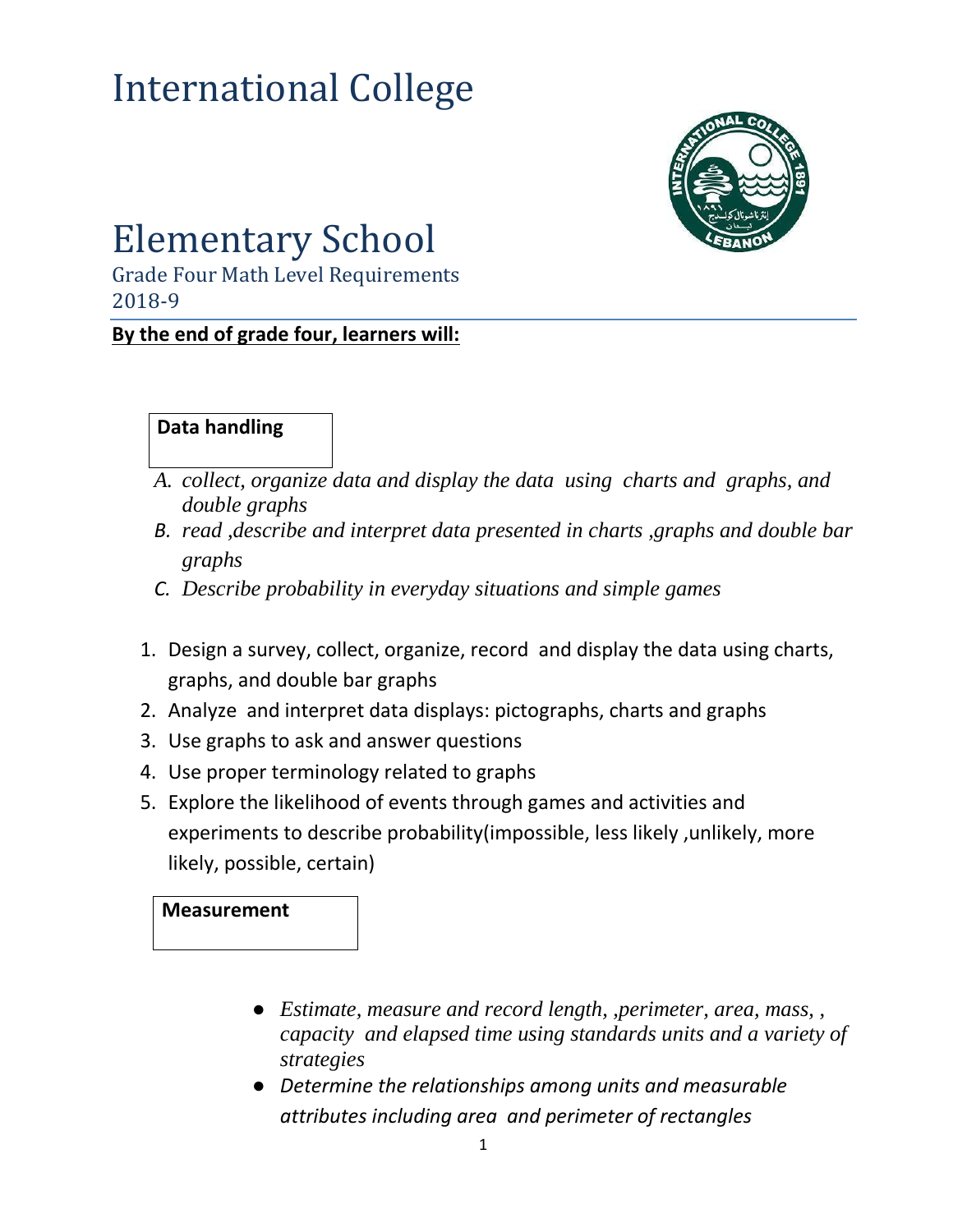# International College

# Elementary School

Grade Four Math Level Requirements
2018-9

**By the end of grade four, learners will:**

**Data handling**

*A. collect, organize data and display the data using charts and graphs, and double graphs*

*B. read ,describe and interpret data presented in charts ,graphs and double bar graphs*

*C. Describe probability in everyday situations and simple games*

1. Design a survey, collect, organize, record and display the data using charts, graphs, and double bar graphs
2. Analyze and interpret data displays: pictographs, charts and graphs
3. Use graphs to ask and answer questions
4. Use proper terminology related to graphs
5. Explore the likelihood of events through games and activities and experiments to describe probability(impossible, less likely ,unlikely, more likely, possible, certain)

**Measurement**

- *Estimate, measure and record length, ,perimeter, area, mass, , capacity and elapsed time using standards units and a variety of strategies*
- *Determine the relationships among units and measurable attributes including area and perimeter of rectangles*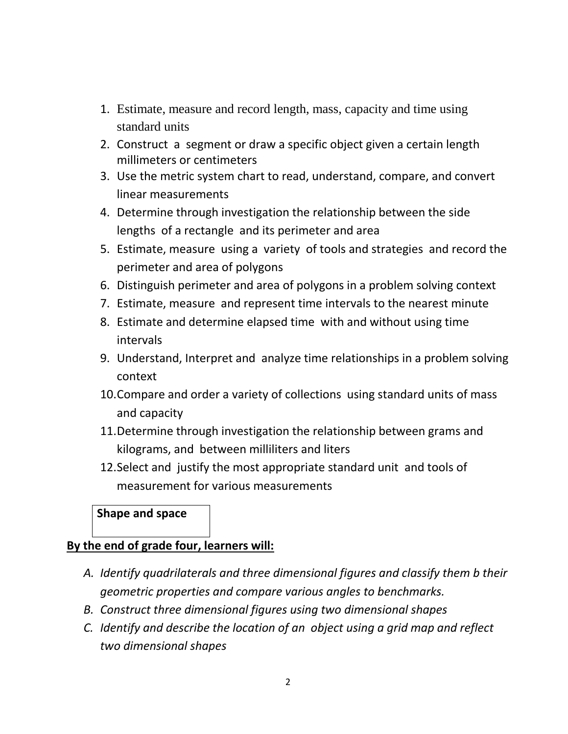1. Estimate, measure and record length, mass, capacity and time using standard units
2. Construct a segment or draw a specific object given a certain length millimeters or centimeters
3. Use the metric system chart to read, understand, compare, and convert linear measurements
4. Determine through investigation the relationship between the side lengths of a rectangle and its perimeter and area
5. Estimate, measure using a variety of tools and strategies and record the perimeter and area of polygons
6. Distinguish perimeter and area of polygons in a problem solving context
7. Estimate, measure and represent time intervals to the nearest minute
8. Estimate and determine elapsed time with and without using time intervals
9. Understand, Interpret and analyze time relationships in a problem solving context
10. Compare and order a variety of collections using standard units of mass and capacity
11. Determine through investigation the relationship between grams and kilograms, and between milliliters and liters
12. Select and justify the most appropriate standard unit and tools of measurement for various measurements

**Shape and space**

**By the end of grade four, learners will:**

A. *Identify quadrilaterals and three dimensional figures and classify them b their geometric properties and compare various angles to benchmarks.*
B. *Construct three dimensional figures using two dimensional shapes*
C. *Identify and describe the location of an object using a grid map and reflect two dimensional shapes*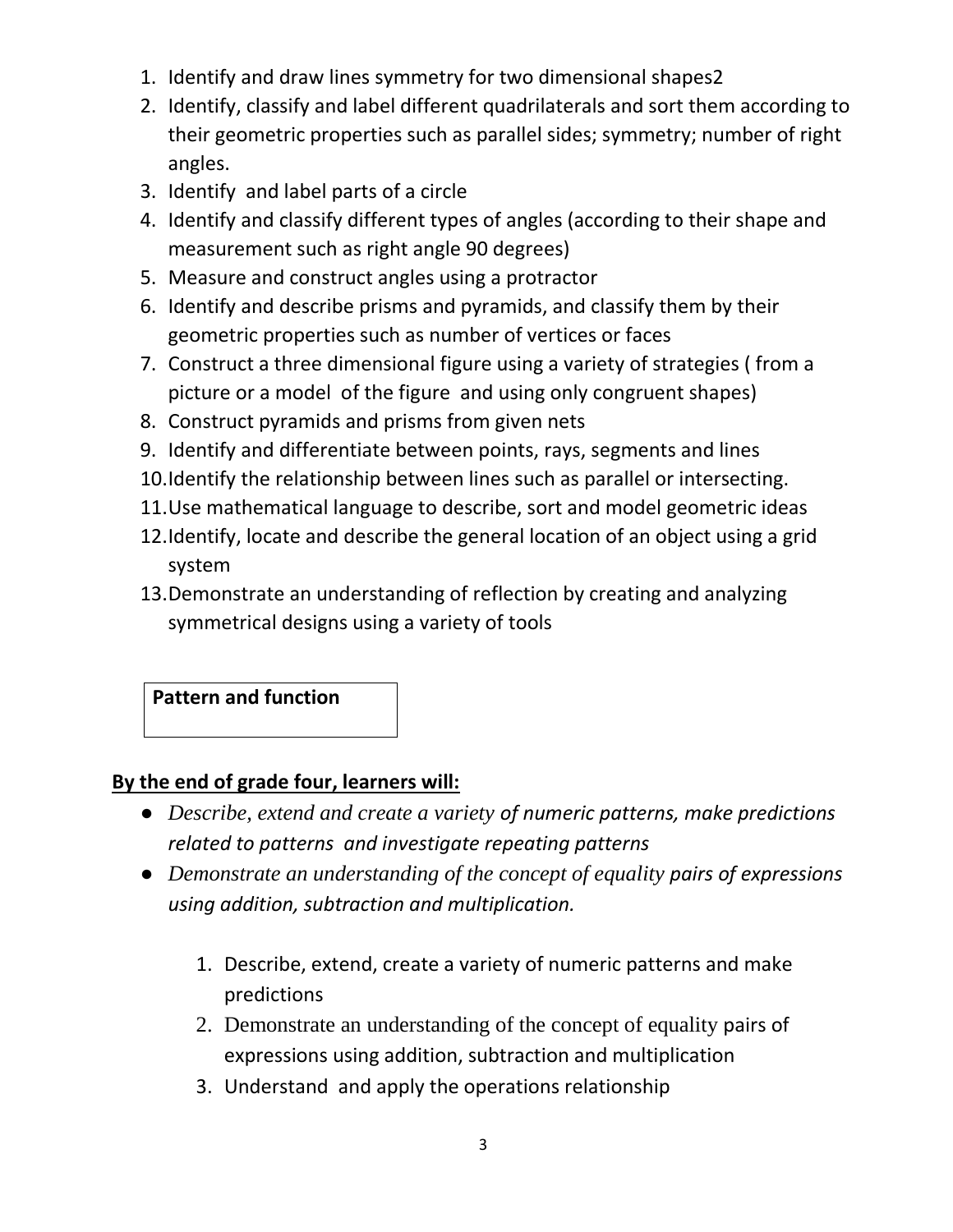1. Identify and draw lines symmetry for two dimensional shapes2
2. Identify, classify and label different quadrilaterals and sort them according to their geometric properties such as parallel sides; symmetry; number of right angles.
3. Identify  and label parts of a circle
4. Identify and classify different types of angles (according to their shape and measurement such as right angle 90 degrees)
5. Measure and construct angles using a protractor
6. Identify and describe prisms and pyramids, and classify them by their geometric properties such as number of vertices or faces
7. Construct a three dimensional figure using a variety of strategies ( from a picture or a model  of the figure  and using only congruent shapes)
8. Construct pyramids and prisms from given nets
9. Identify and differentiate between points, rays, segments and lines
10. Identify the relationship between lines such as parallel or intersecting.
11. Use mathematical language to describe, sort and model geometric ideas
12. Identify, locate and describe the general location of an object using a grid system
13. Demonstrate an understanding of reflection by creating and analyzing symmetrical designs using a variety of tools

**Pattern and function**

**By the end of grade four, learners will:**

- *Describe, extend and create a variety of numeric patterns, make predictions related to patterns  and investigate repeating patterns*
- *Demonstrate an understanding of the concept of equality pairs of expressions using addition, subtraction and multiplication.*

1. Describe, extend, create a variety of numeric patterns and make predictions
2. Demonstrate an understanding of the concept of equality pairs of expressions using addition, subtraction and multiplication
3. Understand  and apply the operations relationship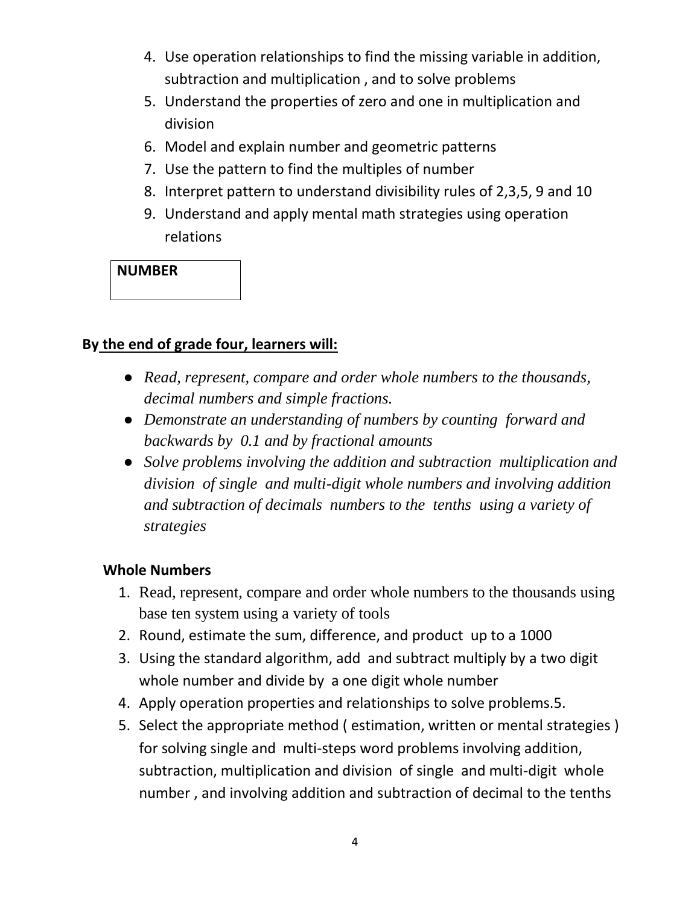4. Use operation relationships to find the missing variable in addition, subtraction and multiplication , and to solve problems
5. Understand the properties of zero and one in multiplication and division
6. Model and explain number and geometric patterns
7. Use the pattern to find the multiples of number
8. Interpret pattern to understand divisibility rules of 2,3,5, 9 and 10
9. Understand and apply mental math strategies using operation relations

## NUMBER

**By the end of grade four, learners will:**

- *Read, represent, compare and order whole numbers to the thousands, decimal numbers and simple fractions.*
- *Demonstrate an understanding of numbers by counting forward and backwards by 0.1 and by fractional amounts*
- *Solve problems involving the addition and subtraction multiplication and division of single and multi-digit whole numbers and involving addition and subtraction of decimals numbers to the tenths using a variety of strategies*

### Whole Numbers

1. Read, represent, compare and order whole numbers to the thousands using base ten system using a variety of tools
2. Round, estimate the sum, difference, and product up to a 1000
3. Using the standard algorithm, add and subtract multiply by a two digit whole number and divide by a one digit whole number
4. Apply operation properties and relationships to solve problems.5.
5. Select the appropriate method ( estimation, written or mental strategies ) for solving single and multi-steps word problems involving addition, subtraction, multiplication and division of single and multi-digit whole number , and involving addition and subtraction of decimal to the tenths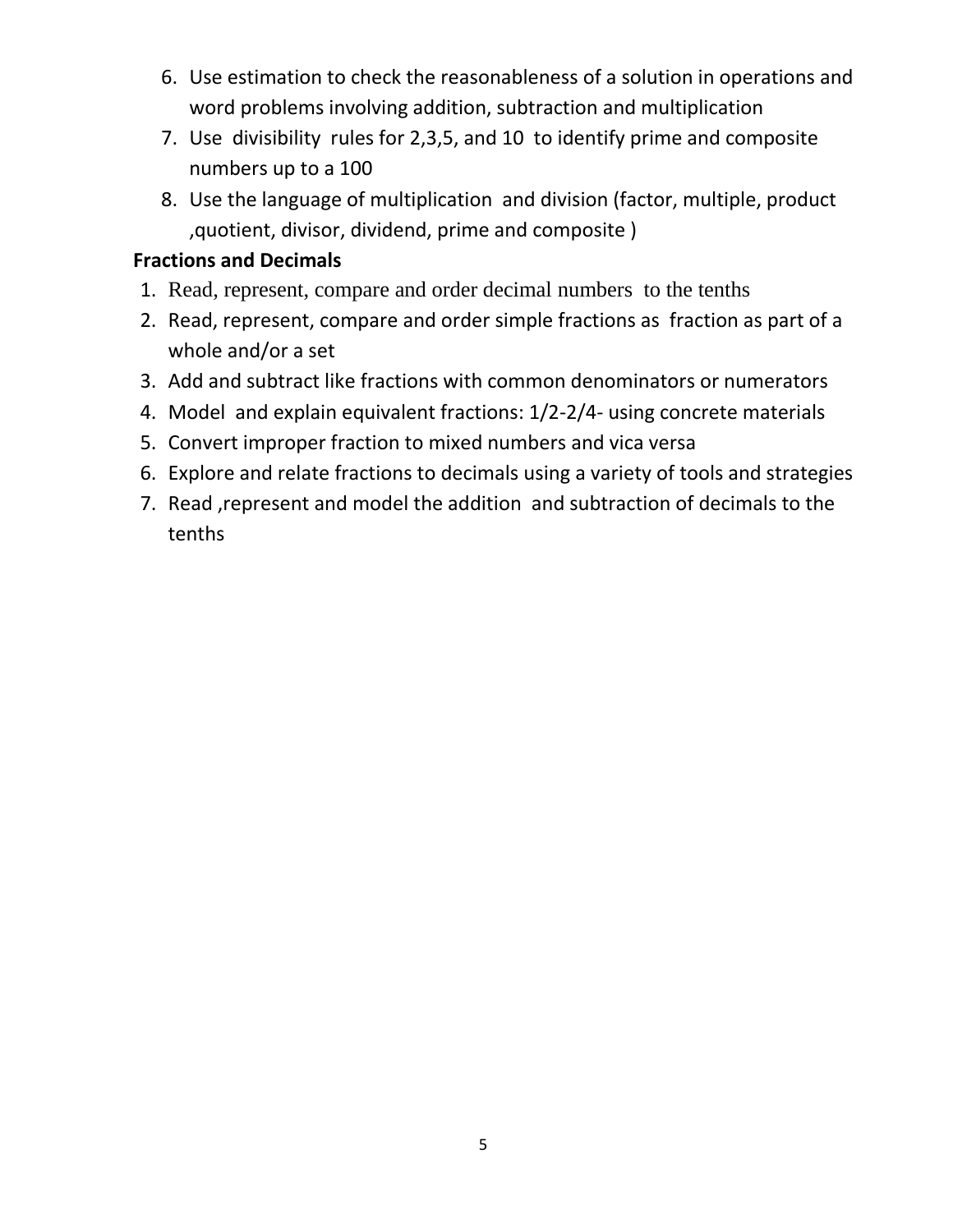6. Use estimation to check the reasonableness of a solution in operations and word problems involving addition, subtraction and multiplication
7. Use divisibility rules for 2,3,5, and 10 to identify prime and composite numbers up to a 100
8. Use the language of multiplication and division (factor, multiple, product ,quotient, divisor, dividend, prime and composite )

**Fractions and Decimals**

1. Read, represent, compare and order decimal numbers to the tenths
2. Read, represent, compare and order simple fractions as fraction as part of a whole and/or a set
3. Add and subtract like fractions with common denominators or numerators
4. Model and explain equivalent fractions: 1/2-2/4- using concrete materials
5. Convert improper fraction to mixed numbers and vica versa
6. Explore and relate fractions to decimals using a variety of tools and strategies
7. Read ,represent and model the addition and subtraction of decimals to the tenths